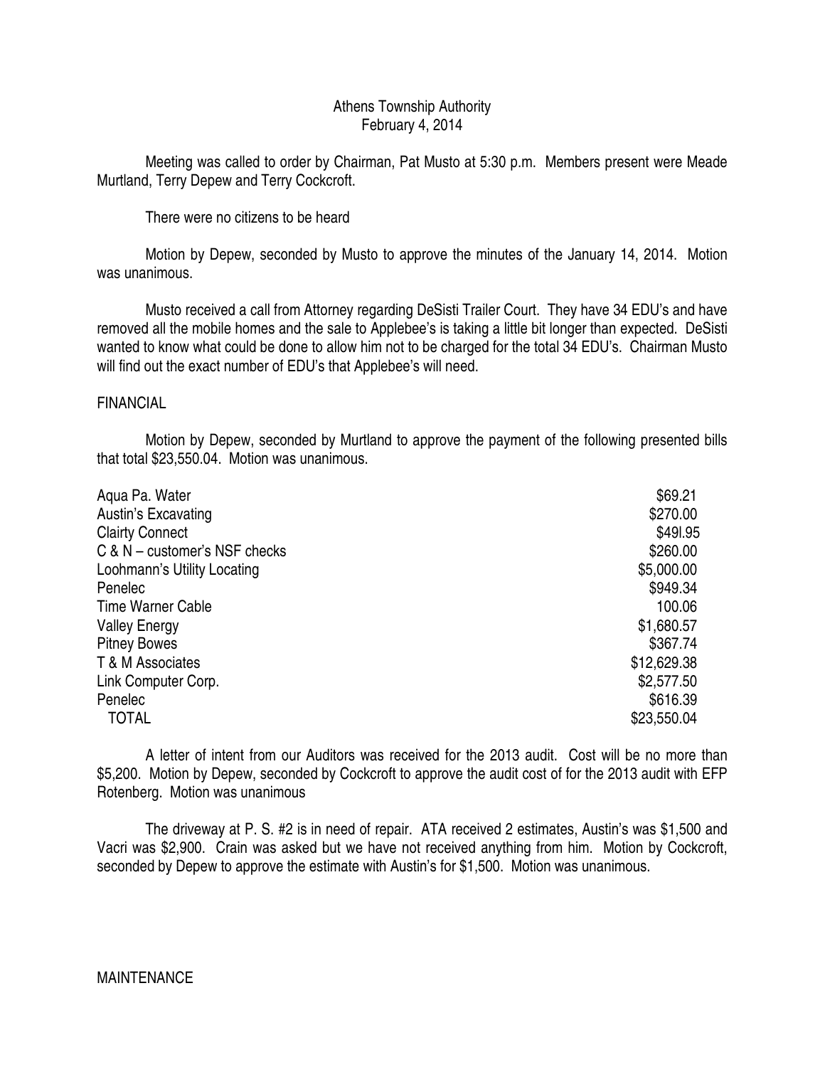# Athens Township Authority
February 4, 2014

Meeting was called to order by Chairman, Pat Musto at 5:30 p.m. Members present were Meade Murtland, Terry Depew and Terry Cockcroft.

There were no citizens to be heard

Motion by Depew, seconded by Musto to approve the minutes of the January 14, 2014. Motion was unanimous.

Musto received a call from Attorney regarding DeSisti Trailer Court. They have 34 EDU's and have removed all the mobile homes and the sale to Applebee's is taking a little bit longer than expected. DeSisti wanted to know what could be done to allow him not to be charged for the total 34 EDU's. Chairman Musto will find out the exact number of EDU's that Applebee's will need.

## FINANCIAL

Motion by Depew, seconded by Murtland to approve the payment of the following presented bills that total $23,550.04. Motion was unanimous.

| | |
|---|---|
| Aqua Pa. Water | $69.21 |
| Austin's Excavating | $270.00 |
| Clairty Connect | $49l.95 |
| C & N – customer's NSF checks | $260.00 |
| Loohmann's Utility Locating | $5,000.00 |
| Penelec | $949.34 |
| Time Warner Cable | 100.06 |
| Valley Energy | $1,680.57 |
| Pitney Bowes | $367.74 |
| T & M Associates | $12,629.38 |
| Link Computer Corp. | $2,577.50 |
| Penelec | $616.39 |
| TOTAL | $23,550.04 |

A letter of intent from our Auditors was received for the 2013 audit. Cost will be no more than $5,200. Motion by Depew, seconded by Cockcroft to approve the audit cost of for the 2013 audit with EFP Rotenberg. Motion was unanimous

The driveway at P. S. #2 is in need of repair. ATA received 2 estimates, Austin's was $1,500 and Vacri was $2,900. Crain was asked but we have not received anything from him. Motion by Cockcroft, seconded by Depew to approve the estimate with Austin's for $1,500. Motion was unanimous.

## MAINTENANCE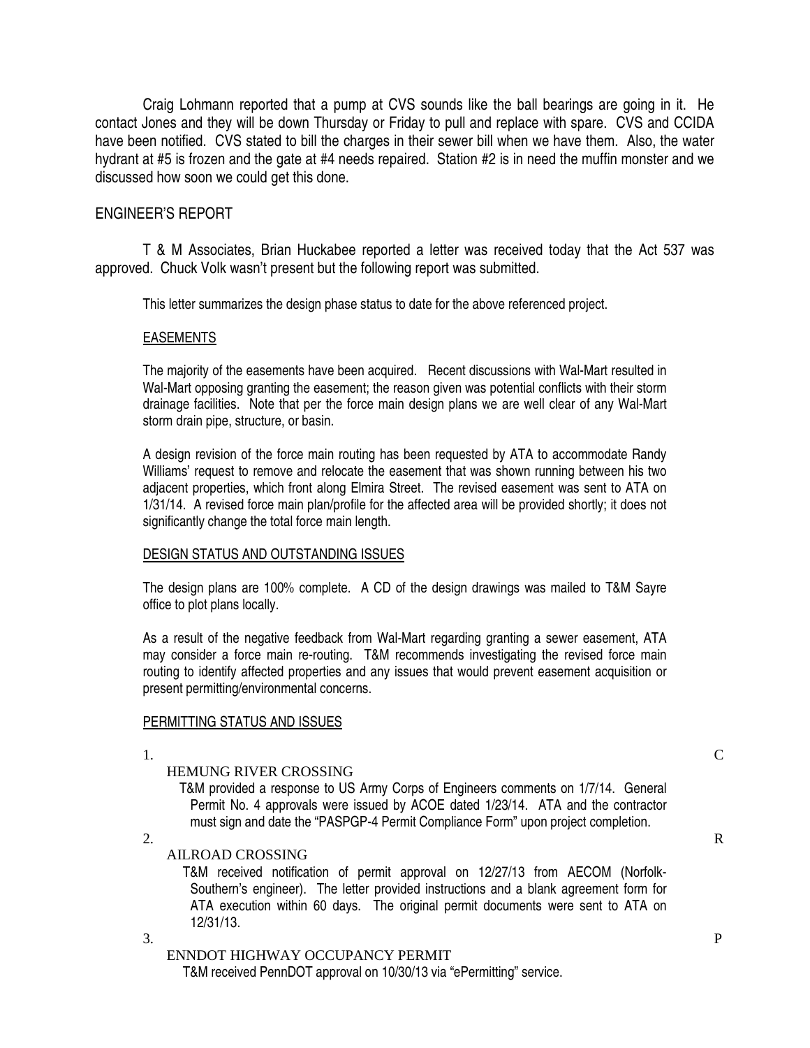Craig Lohmann reported that a pump at CVS sounds like the ball bearings are going in it. He contact Jones and they will be down Thursday or Friday to pull and replace with spare. CVS and CCIDA have been notified. CVS stated to bill the charges in their sewer bill when we have them. Also, the water hydrant at #5 is frozen and the gate at #4 needs repaired. Station #2 is in need the muffin monster and we discussed how soon we could get this done.

## ENGINEER'S REPORT

T & M Associates, Brian Huckabee reported a letter was received today that the Act 537 was approved. Chuck Volk wasn't present but the following report was submitted.

> This letter summarizes the design phase status to date for the above referenced project.
>
> <u>EASEMENTS</u>
>
> The majority of the easements have been acquired. Recent discussions with Wal-Mart resulted in Wal-Mart opposing granting the easement; the reason given was potential conflicts with their storm drainage facilities. Note that per the force main design plans we are well clear of any Wal-Mart storm drain pipe, structure, or basin.
>
> A design revision of the force main routing has been requested by ATA to accommodate Randy Williams' request to remove and relocate the easement that was shown running between his two adjacent properties, which front along Elmira Street. The revised easement was sent to ATA on 1/31/14. A revised force main plan/profile for the affected area will be provided shortly; it does not significantly change the total force main length.
>
> <u>DESIGN STATUS AND OUTSTANDING ISSUES</u>
>
> The design plans are 100% complete. A CD of the design drawings was mailed to T&M Sayre office to plot plans locally.
>
> As a result of the negative feedback from Wal-Mart regarding granting a sewer easement, ATA may consider a force main re-routing. T&M recommends investigating the revised force main routing to identify affected properties and any issues that would prevent easement acquisition or present permitting/environmental concerns.
>
> <u>PERMITTING STATUS AND ISSUES</u>
>
> 1. CHEMUNG RIVER CROSSING
>    T&M provided a response to US Army Corps of Engineers comments on 1/7/14. General Permit No. 4 approvals were issued by ACOE dated 1/23/14. ATA and the contractor must sign and date the "PASPGP-4 Permit Compliance Form" upon project completion.
> 2. RAILROAD CROSSING
>    T&M received notification of permit approval on 12/27/13 from AECOM (Norfolk-Southern's engineer). The letter provided instructions and a blank agreement form for ATA execution within 60 days. The original permit documents were sent to ATA on 12/31/13.
> 3. PENNDOT HIGHWAY OCCUPANCY PERMIT
>    T&M received PennDOT approval on 10/30/13 via "ePermitting" service.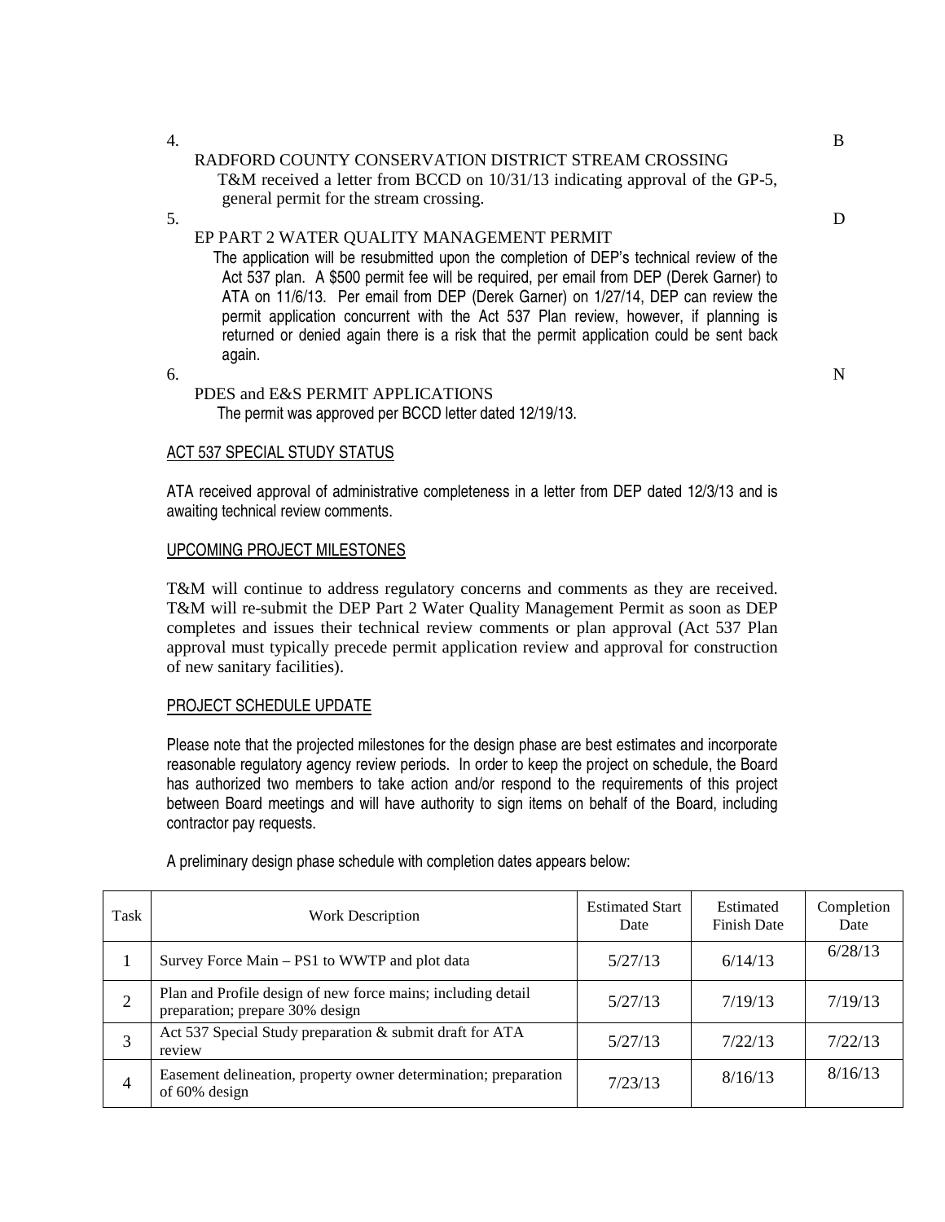4. RADFORD COUNTY CONSERVATION DISTRICT STREAM CROSSING B

   T&M received a letter from BCCD on 10/31/13 indicating approval of the GP-5, general permit for the stream crossing.

5. EP PART 2 WATER QUALITY MANAGEMENT PERMIT D

   The application will be resubmitted upon the completion of DEP's technical review of the Act 537 plan. A $500 permit fee will be required, per email from DEP (Derek Garner) to ATA on 11/6/13. Per email from DEP (Derek Garner) on 1/27/14, DEP can review the permit application concurrent with the Act 537 Plan review, however, if planning is returned or denied again there is a risk that the permit application could be sent back again.

6. PDES and E&S PERMIT APPLICATIONS N

   The permit was approved per BCCD letter dated 12/19/13.

ACT 537 SPECIAL STUDY STATUS

ATA received approval of administrative completeness in a letter from DEP dated 12/3/13 and is awaiting technical review comments.

UPCOMING PROJECT MILESTONES

T&M will continue to address regulatory concerns and comments as they are received. T&M will re-submit the DEP Part 2 Water Quality Management Permit as soon as DEP completes and issues their technical review comments or plan approval (Act 537 Plan approval must typically precede permit application review and approval for construction of new sanitary facilities).

PROJECT SCHEDULE UPDATE

Please note that the projected milestones for the design phase are best estimates and incorporate reasonable regulatory agency review periods. In order to keep the project on schedule, the Board has authorized two members to take action and/or respond to the requirements of this project between Board meetings and will have authority to sign items on behalf of the Board, including contractor pay requests.

A preliminary design phase schedule with completion dates appears below:

| Task | Work Description | Estimated Start Date | Estimated Finish Date | Completion Date |
|---|---|---|---|---|
| 1 | Survey Force Main – PS1 to WWTP and plot data | 5/27/13 | 6/14/13 | 6/28/13 |
| 2 | Plan and Profile design of new force mains; including detail preparation; prepare 30% design | 5/27/13 | 7/19/13 | 7/19/13 |
| 3 | Act 537 Special Study preparation & submit draft for ATA review | 5/27/13 | 7/22/13 | 7/22/13 |
| 4 | Easement delineation, property owner determination; preparation of 60% design | 7/23/13 | 8/16/13 | 8/16/13 |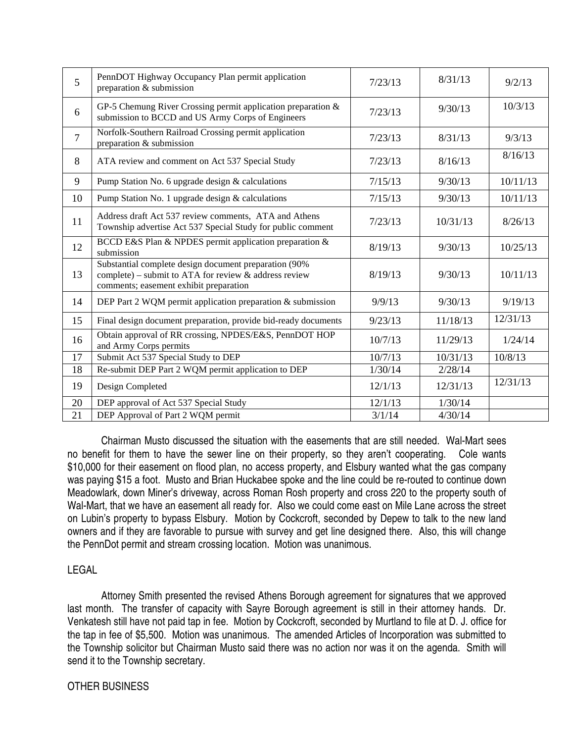| 5 | PennDOT Highway Occupancy Plan permit application preparation & submission | 7/23/13 | 8/31/13 | 9/2/13 |
|---|---|---|---|---|
| 6 | GP-5 Chemung River Crossing permit application preparation & submission to BCCD and US Army Corps of Engineers | 7/23/13 | 9/30/13 | 10/3/13 |
| 7 | Norfolk-Southern Railroad Crossing permit application preparation & submission | 7/23/13 | 8/31/13 | 9/3/13 |
| 8 | ATA review and comment on Act 537 Special Study | 7/23/13 | 8/16/13 | 8/16/13 |
| 9 | Pump Station No. 6 upgrade design & calculations | 7/15/13 | 9/30/13 | 10/11/13 |
| 10 | Pump Station No. 1 upgrade design & calculations | 7/15/13 | 9/30/13 | 10/11/13 |
| 11 | Address draft Act 537 review comments, ATA and Athens Township advertise Act 537 Special Study for public comment | 7/23/13 | 10/31/13 | 8/26/13 |
| 12 | BCCD E&S Plan & NPDES permit application preparation & submission | 8/19/13 | 9/30/13 | 10/25/13 |
| 13 | Substantial complete design document preparation (90% complete) – submit to ATA for review & address review comments; easement exhibit preparation | 8/19/13 | 9/30/13 | 10/11/13 |
| 14 | DEP Part 2 WQM permit application preparation & submission | 9/9/13 | 9/30/13 | 9/19/13 |
| 15 | Final design document preparation, provide bid-ready documents | 9/23/13 | 11/18/13 | 12/31/13 |
| 16 | Obtain approval of RR crossing, NPDES/E&S, PennDOT HOP and Army Corps permits | 10/7/13 | 11/29/13 | 1/24/14 |
| 17 | Submit Act 537 Special Study to DEP | 10/7/13 | 10/31/13 | 10/8/13 |
| 18 | Re-submit DEP Part 2 WQM permit application to DEP | 1/30/14 | 2/28/14 | |
| 19 | Design Completed | 12/1/13 | 12/31/13 | 12/31/13 |
| 20 | DEP approval of Act 537 Special Study | 12/1/13 | 1/30/14 | |
| 21 | DEP Approval of Part 2 WQM permit | 3/1/14 | 4/30/14 | |

Chairman Musto discussed the situation with the easements that are still needed. Wal-Mart sees no benefit for them to have the sewer line on their property, so they aren't cooperating. Cole wants $10,000 for their easement on flood plan, no access property, and Elsbury wanted what the gas company was paying $15 a foot. Musto and Brian Huckabee spoke and the line could be re-routed to continue down Meadowlark, down Miner's driveway, across Roman Rosh property and cross 220 to the property south of Wal-Mart, that we have an easement all ready for. Also we could come east on Mile Lane across the street on Lubin's property to bypass Elsbury. Motion by Cockcroft, seconded by Depew to talk to the new land owners and if they are favorable to pursue with survey and get line designed there. Also, this will change the PennDot permit and stream crossing location. Motion was unanimous.

## LEGAL

Attorney Smith presented the revised Athens Borough agreement for signatures that we approved last month. The transfer of capacity with Sayre Borough agreement is still in their attorney hands. Dr. Venkatesh still have not paid tap in fee. Motion by Cockcroft, seconded by Murtland to file at D. J. office for the tap in fee of $5,500. Motion was unanimous. The amended Articles of Incorporation was submitted to the Township solicitor but Chairman Musto said there was no action nor was it on the agenda. Smith will send it to the Township secretary.

## OTHER BUSINESS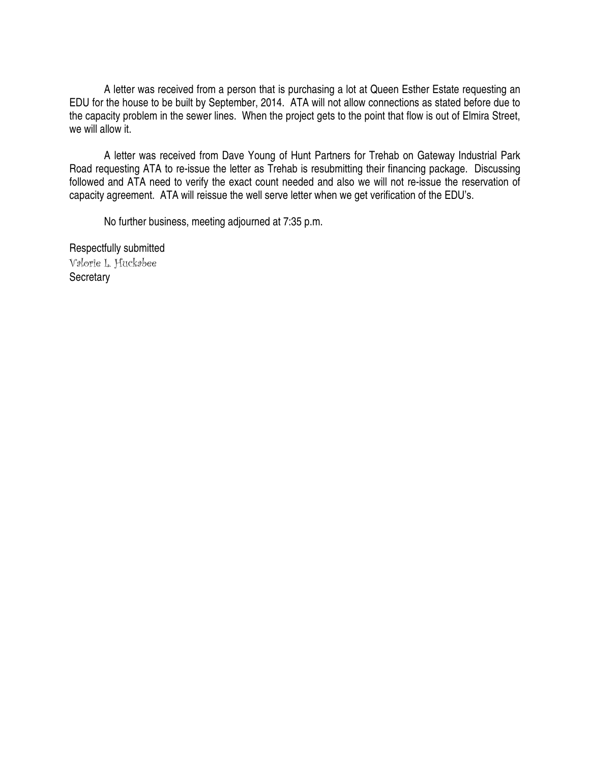A letter was received from a person that is purchasing a lot at Queen Esther Estate requesting an EDU for the house to be built by September, 2014. ATA will not allow connections as stated before due to the capacity problem in the sewer lines. When the project gets to the point that flow is out of Elmira Street, we will allow it.

A letter was received from Dave Young of Hunt Partners for Trehab on Gateway Industrial Park Road requesting ATA to re-issue the letter as Trehab is resubmitting their financing package. Discussing followed and ATA need to verify the exact count needed and also we will not re-issue the reservation of capacity agreement. ATA will reissue the well serve letter when we get verification of the EDU's.

No further business, meeting adjourned at 7:35 p.m.

Respectfully submitted
Valorie L. Huckabee
Secretary